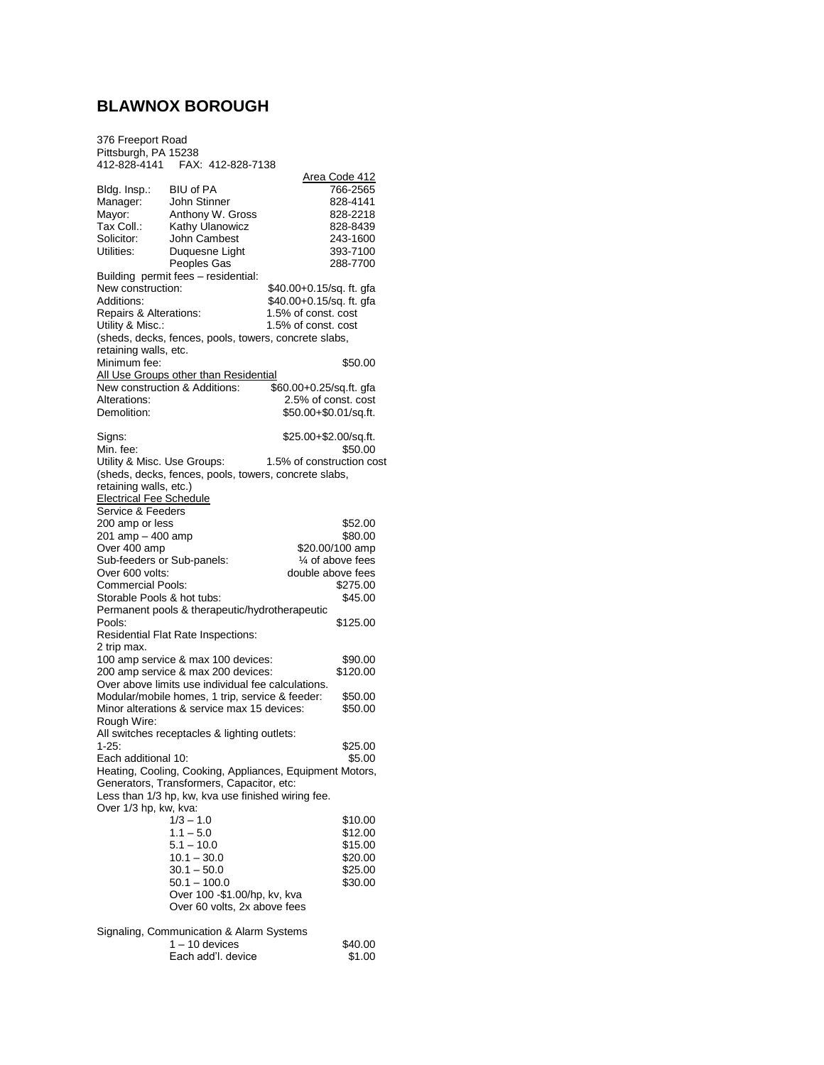# BLAWNOX BOROUGH

376 Freeport Road
Pittsburgh, PA 15238
412-828-4141 FAX: 412-828-7138

| | | Area Code 412 |
|---|---|---|
| Bldg. Insp.: | BIU of PA | 766-2565 |
| Manager: | John Stinner | 828-4141 |
| Mayor: | Anthony W. Gross | 828-2218 |
| Tax Coll.: | Kathy Ulanowicz | 828-8439 |
| Solicitor: | John Cambest | 243-1600 |
| Utilities: | Duquesne Light | 393-7100 |
| | Peoples Gas | 288-7700 |

Building permit fees – residential:

| | |
|---|---|
| New construction: | $40.00+0.15/sq. ft. gfa |
| Additions: | $40.00+0.15/sq. ft. gfa |
| Repairs & Alterations: | 1.5% of const. cost |
| Utility & Misc.: | 1.5% of const. cost |

(sheds, decks, fences, pools, towers, concrete slabs, retaining walls, etc.

| | |
|---|---|
| Minimum fee: | $50.00 |

<u>All Use Groups other than Residential</u>

| | |
|---|---|
| New construction & Additions: | $60.00+0.25/sq.ft. gfa |
| Alterations: | 2.5% of const. cost |
| Demolition: | $50.00+$0.01/sq.ft. |
| Signs: | $25.00+$2.00/sq.ft. |
| Min. fee: | $50.00 |
| Utility & Misc. Use Groups: | 1.5% of construction cost |

(sheds, decks, fences, pools, towers, concrete slabs, retaining walls, etc.)

<u>Electrical Fee Schedule</u>

Service & Feeders

| | |
|---|---|
| 200 amp or less | $52.00 |
| 201 amp – 400 amp | $80.00 |
| Over 400 amp | $20.00/100 amp |
| Sub-feeders or Sub-panels: | ¼ of above fees |
| Over 600 volts: | double above fees |
| Commercial Pools: | $275.00 |
| Storable Pools & hot tubs: | $45.00 |
| Permanent pools & therapeutic/hydrotherapeutic Pools: | $125.00 |

Residential Flat Rate Inspections:
2 trip max.

| | |
|---|---|
| 100 amp service & max 100 devices: | $90.00 |
| 200 amp service & max 200 devices: | $120.00 |

Over above limits use individual fee calculations.

| | |
|---|---|
| Modular/mobile homes, 1 trip, service & feeder: | $50.00 |
| Minor alterations & service max 15 devices: | $50.00 |

Rough Wire:
All switches receptacles & lighting outlets:

| | |
|---|---|
| 1-25: | $25.00 |
| Each additional 10: | $5.00 |

Heating, Cooling, Cooking, Appliances, Equipment Motors, Generators, Transformers, Capacitor, etc:
Less than 1/3 hp, kw, kva use finished wiring fee.
Over 1/3 hp, kw, kva:

| | |
|---|---|
| 1/3 – 1.0 | $10.00 |
| 1.1 – 5.0 | $12.00 |
| 5.1 – 10.0 | $15.00 |
| 10.1 – 30.0 | $20.00 |
| 30.1 – 50.0 | $25.00 |
| 50.1 – 100.0 | $30.00 |

Over 100 -$1.00/hp, kv, kva
Over 60 volts, 2x above fees

Signaling, Communication & Alarm Systems

| | |
|---|---|
| 1 – 10 devices | $40.00 |
| Each add'l. device | $1.00 |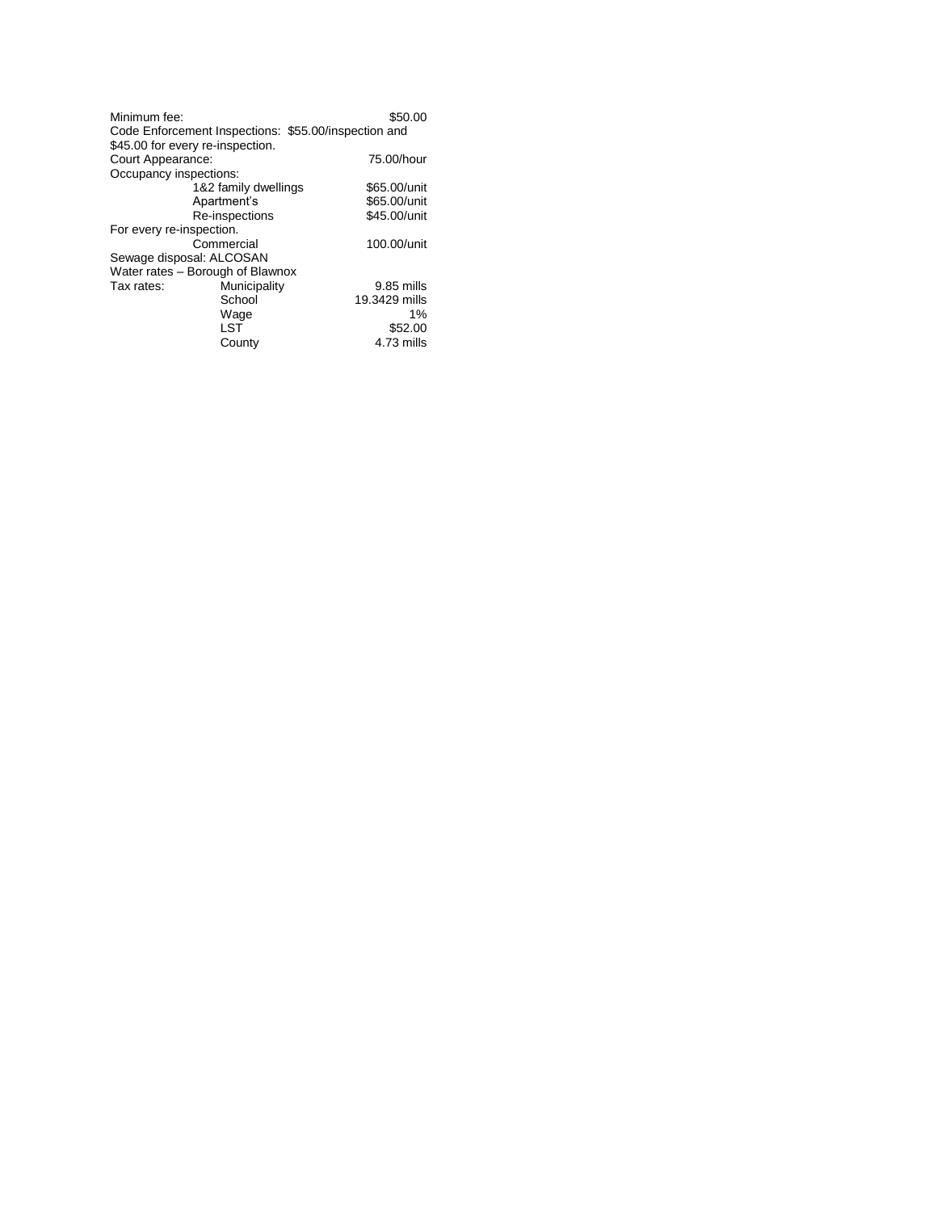Minimum fee: $50.00

Code Enforcement Inspections: $55.00/inspection and $45.00 for every re-inspection.

Court Appearance: 75.00/hour

Occupancy inspections:

| | |
|---|---|
| 1&2 family dwellings | $65.00/unit |
| Apartment's | $65.00/unit |
| Re-inspections | $45.00/unit |

For every re-inspection.

| | |
|---|---|
| Commercial | 100.00/unit |

Sewage disposal: ALCOSAN

Water rates – Borough of Blawnox

| | | |
|---|---|---|
| Tax rates: | Municipality | 9.85 mills |
| | School | 19.3429 mills |
| | Wage | 1% |
| | LST | $52.00 |
| | County | 4.73 mills |